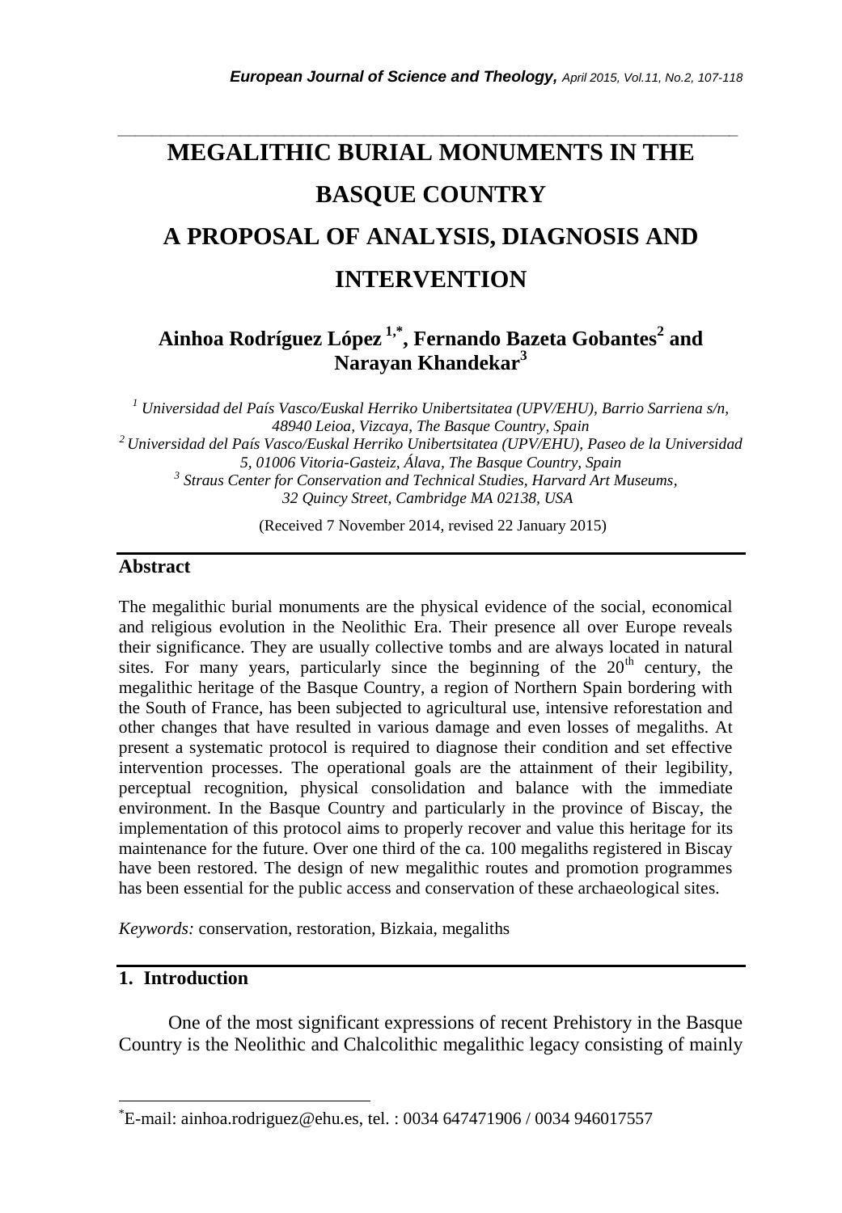# MEGALITHIC BURIAL MONUMENTS IN THE BASQUE COUNTRY

# A PROPOSAL OF ANALYSIS, DIAGNOSIS AND INTERVENTION

**Ainhoa Rodríguez López [1,*], Fernando Bazeta Gobantes[2] and Narayan Khandekar[3]**

*[1] Universidad del País Vasco/Euskal Herriko Unibertsitatea (UPV/EHU), Barrio Sarriena s/n, 48940 Leioa, Vizcaya, The Basque Country, Spain*
*[2] Universidad del País Vasco/Euskal Herriko Unibertsitatea (UPV/EHU), Paseo de la Universidad 5, 01006 Vitoria-Gasteiz, Álava, The Basque Country, Spain*
*[3] Straus Center for Conservation and Technical Studies, Harvard Art Museums, 32 Quincy Street, Cambridge MA 02138, USA*

(Received 7 November 2014, revised 22 January 2015)

## Abstract

The megalithic burial monuments are the physical evidence of the social, economical and religious evolution in the Neolithic Era. Their presence all over Europe reveals their significance. They are usually collective tombs and are always located in natural sites. For many years, particularly since the beginning of the 20th century, the megalithic heritage of the Basque Country, a region of Northern Spain bordering with the South of France, has been subjected to agricultural use, intensive reforestation and other changes that have resulted in various damage and even losses of megaliths. At present a systematic protocol is required to diagnose their condition and set effective intervention processes. The operational goals are the attainment of their legibility, perceptual recognition, physical consolidation and balance with the immediate environment. In the Basque Country and particularly in the province of Biscay, the implementation of this protocol aims to properly recover and value this heritage for its maintenance for the future. Over one third of the ca. 100 megaliths registered in Biscay have been restored. The design of new megalithic routes and promotion programmes has been essential for the public access and conservation of these archaeological sites.

*Keywords:* conservation, restoration, Bizkaia, megaliths

## 1. Introduction

One of the most significant expressions of recent Prehistory in the Basque Country is the Neolithic and Chalcolithic megalithic legacy consisting of mainly

---

*E-mail: ainhoa.rodriguez@ehu.es, tel. : 0034 647471906 / 0034 946017557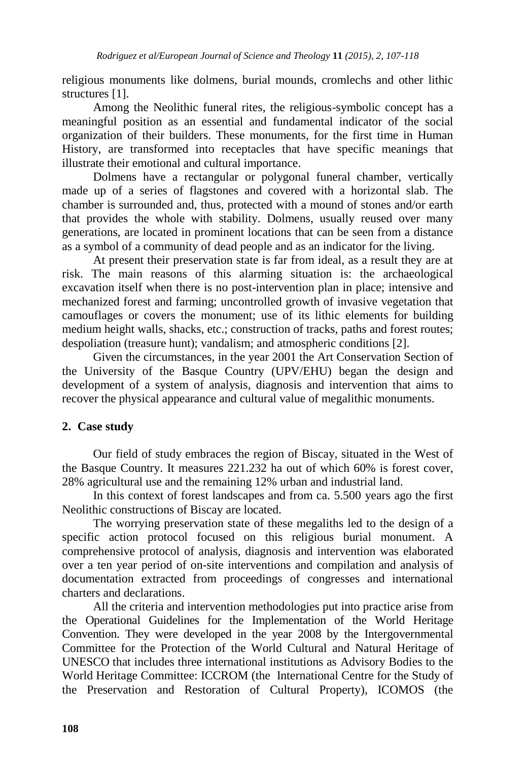religious monuments like dolmens, burial mounds, cromlechs and other lithic structures [1].

Among the Neolithic funeral rites, the religious-symbolic concept has a meaningful position as an essential and fundamental indicator of the social organization of their builders. These monuments, for the first time in Human History, are transformed into receptacles that have specific meanings that illustrate their emotional and cultural importance.

Dolmens have a rectangular or polygonal funeral chamber, vertically made up of a series of flagstones and covered with a horizontal slab. The chamber is surrounded and, thus, protected with a mound of stones and/or earth that provides the whole with stability. Dolmens, usually reused over many generations, are located in prominent locations that can be seen from a distance as a symbol of a community of dead people and as an indicator for the living.

At present their preservation state is far from ideal, as a result they are at risk. The main reasons of this alarming situation is: the archaeological excavation itself when there is no post-intervention plan in place; intensive and mechanized forest and farming; uncontrolled growth of invasive vegetation that camouflages or covers the monument; use of its lithic elements for building medium height walls, shacks, etc.; construction of tracks, paths and forest routes; despoliation (treasure hunt); vandalism; and atmospheric conditions [2].

Given the circumstances, in the year 2001 the Art Conservation Section of the University of the Basque Country (UPV/EHU) began the design and development of a system of analysis, diagnosis and intervention that aims to recover the physical appearance and cultural value of megalithic monuments.

## 2. Case study

Our field of study embraces the region of Biscay, situated in the West of the Basque Country. It measures 221.232 ha out of which 60% is forest cover, 28% agricultural use and the remaining 12% urban and industrial land.

In this context of forest landscapes and from ca. 5.500 years ago the first Neolithic constructions of Biscay are located.

The worrying preservation state of these megaliths led to the design of a specific action protocol focused on this religious burial monument. A comprehensive protocol of analysis, diagnosis and intervention was elaborated over a ten year period of on-site interventions and compilation and analysis of documentation extracted from proceedings of congresses and international charters and declarations.

All the criteria and intervention methodologies put into practice arise from the Operational Guidelines for the Implementation of the World Heritage Convention. They were developed in the year 2008 by the Intergovernmental Committee for the Protection of the World Cultural and Natural Heritage of UNESCO that includes three international institutions as Advisory Bodies to the World Heritage Committee: ICCROM (the International Centre for the Study of the Preservation and Restoration of Cultural Property), ICOMOS (the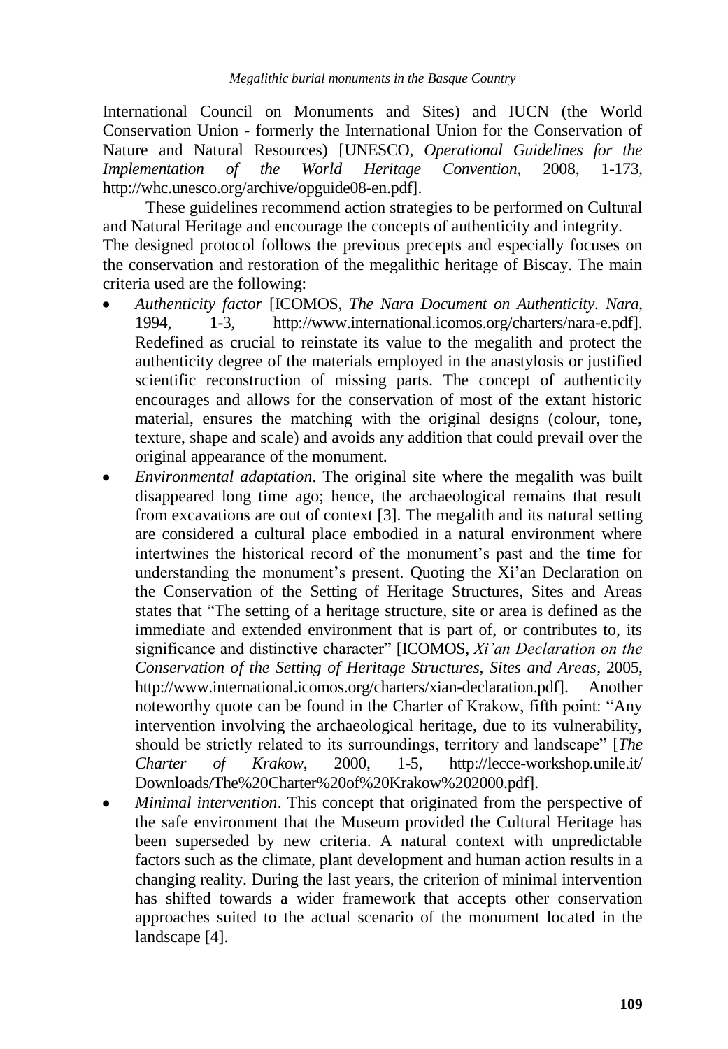International Council on Monuments and Sites) and IUCN (the World Conservation Union - formerly the International Union for the Conservation of Nature and Natural Resources) [UNESCO, *Operational Guidelines for the Implementation of the World Heritage Convention*, 2008, 1-173, http://whc.unesco.org/archive/opguide08-en.pdf].

These guidelines recommend action strategies to be performed on Cultural and Natural Heritage and encourage the concepts of authenticity and integrity. The designed protocol follows the previous precepts and especially focuses on the conservation and restoration of the megalithic heritage of Biscay. The main criteria used are the following:

- *Authenticity factor* [ICOMOS, *The Nara Document on Authenticity*. *Nara*, 1994, 1-3, http://www.international.icomos.org/charters/nara-e.pdf]. Redefined as crucial to reinstate its value to the megalith and protect the authenticity degree of the materials employed in the anastylosis or justified scientific reconstruction of missing parts. The concept of authenticity encourages and allows for the conservation of most of the extant historic material, ensures the matching with the original designs (colour, tone, texture, shape and scale) and avoids any addition that could prevail over the original appearance of the monument.
- *Environmental adaptation*. The original site where the megalith was built disappeared long time ago; hence, the archaeological remains that result from excavations are out of context [3]. The megalith and its natural setting are considered a cultural place embodied in a natural environment where intertwines the historical record of the monument's past and the time for understanding the monument's present. Quoting the Xi'an Declaration on the Conservation of the Setting of Heritage Structures, Sites and Areas states that "The setting of a heritage structure, site or area is defined as the immediate and extended environment that is part of, or contributes to, its significance and distinctive character" [ICOMOS, *Xi'an Declaration on the Conservation of the Setting of Heritage Structures, Sites and Areas*, 2005, http://www.international.icomos.org/charters/xian-declaration.pdf]. Another noteworthy quote can be found in the Charter of Krakow, fifth point: "Any intervention involving the archaeological heritage, due to its vulnerability, should be strictly related to its surroundings, territory and landscape" [*The Charter of Krakow*, 2000, 1-5, http://lecce-workshop.unile.it/Downloads/The%20Charter%20of%20Krakow%202000.pdf].
- *Minimal intervention*. This concept that originated from the perspective of the safe environment that the Museum provided the Cultural Heritage has been superseded by new criteria. A natural context with unpredictable factors such as the climate, plant development and human action results in a changing reality. During the last years, the criterion of minimal intervention has shifted towards a wider framework that accepts other conservation approaches suited to the actual scenario of the monument located in the landscape [4].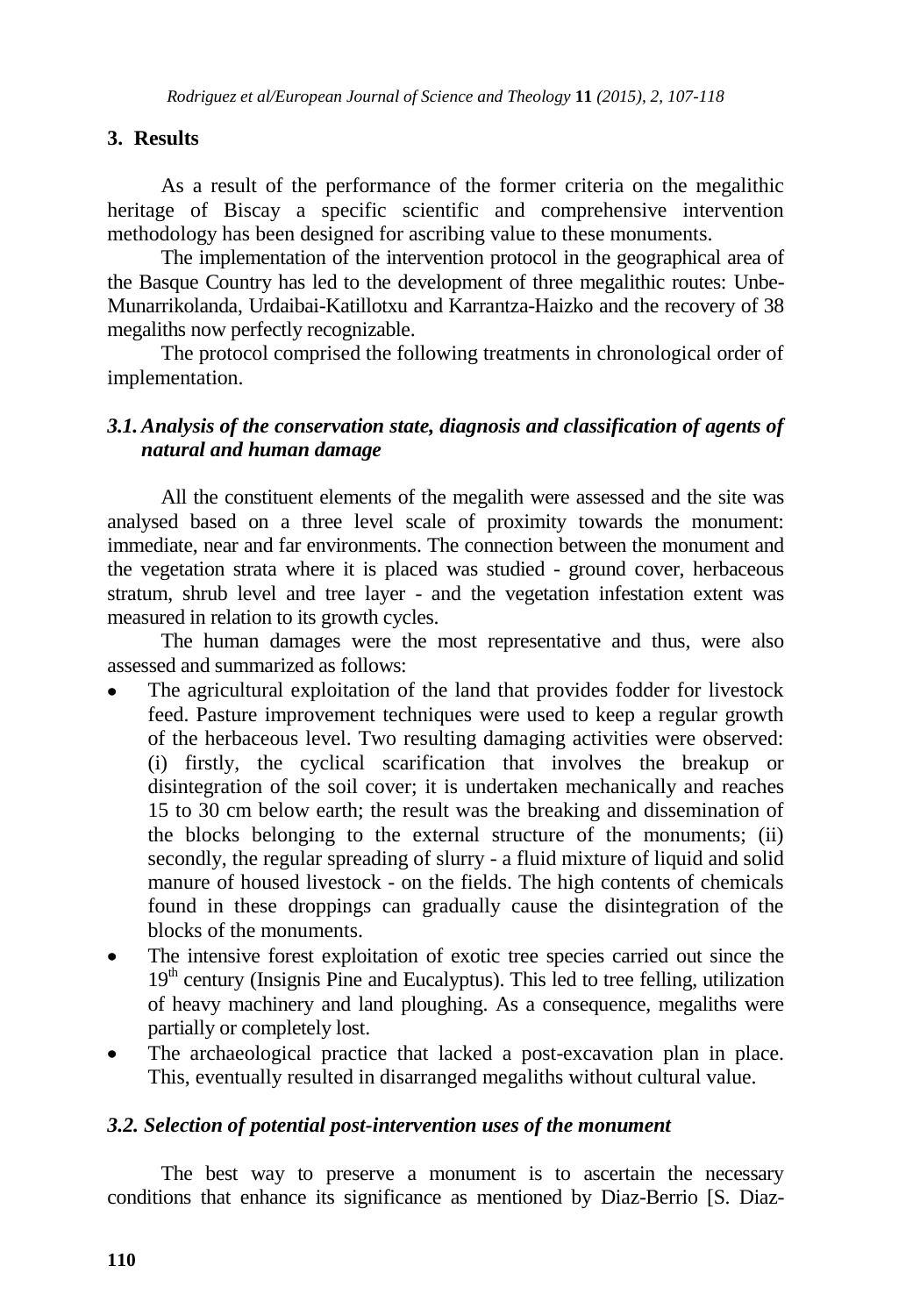## 3. Results

As a result of the performance of the former criteria on the megalithic heritage of Biscay a specific scientific and comprehensive intervention methodology has been designed for ascribing value to these monuments.

The implementation of the intervention protocol in the geographical area of the Basque Country has led to the development of three megalithic routes: Unbe-Munarrikolanda, Urdaibai-Katillotxu and Karrantza-Haizko and the recovery of 38 megaliths now perfectly recognizable.

The protocol comprised the following treatments in chronological order of implementation.

### *3.1. Analysis of the conservation state, diagnosis and classification of agents of natural and human damage*

All the constituent elements of the megalith were assessed and the site was analysed based on a three level scale of proximity towards the monument: immediate, near and far environments. The connection between the monument and the vegetation strata where it is placed was studied - ground cover, herbaceous stratum, shrub level and tree layer - and the vegetation infestation extent was measured in relation to its growth cycles.

The human damages were the most representative and thus, were also assessed and summarized as follows:

- The agricultural exploitation of the land that provides fodder for livestock feed. Pasture improvement techniques were used to keep a regular growth of the herbaceous level. Two resulting damaging activities were observed: (i) firstly, the cyclical scarification that involves the breakup or disintegration of the soil cover; it is undertaken mechanically and reaches 15 to 30 cm below earth; the result was the breaking and dissemination of the blocks belonging to the external structure of the monuments; (ii) secondly, the regular spreading of slurry - a fluid mixture of liquid and solid manure of housed livestock - on the fields. The high contents of chemicals found in these droppings can gradually cause the disintegration of the blocks of the monuments.
- The intensive forest exploitation of exotic tree species carried out since the 19th century (Insignis Pine and Eucalyptus). This led to tree felling, utilization of heavy machinery and land ploughing. As a consequence, megaliths were partially or completely lost.
- The archaeological practice that lacked a post-excavation plan in place. This, eventually resulted in disarranged megaliths without cultural value.

### *3.2. Selection of potential post-intervention uses of the monument*

The best way to preserve a monument is to ascertain the necessary conditions that enhance its significance as mentioned by Diaz-Berrio [S. Diaz-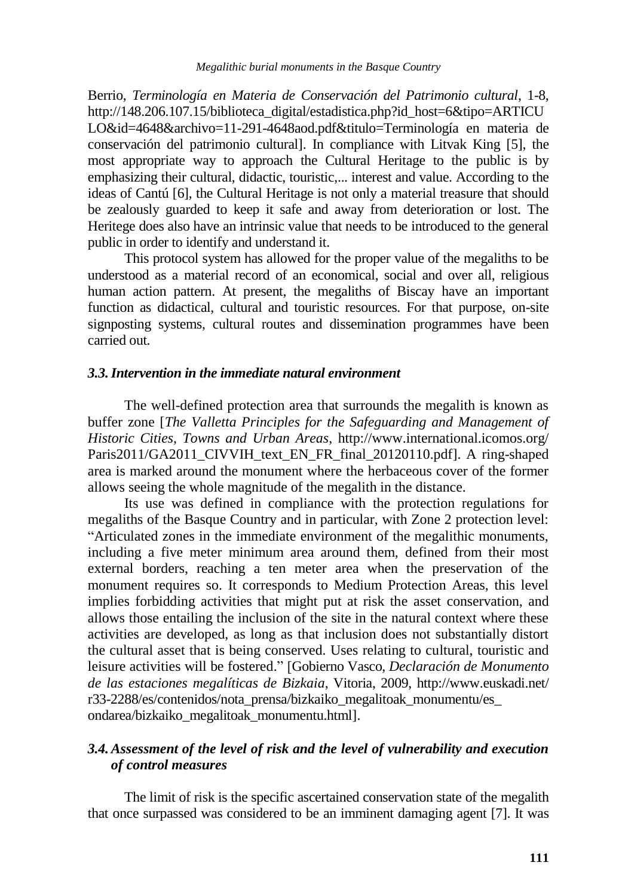Berrio, *Terminología en Materia de Conservación del Patrimonio cultural*, 1-8, http://148.206.107.15/biblioteca_digital/estadistica.php?id_host=6&tipo=ARTICULO&id=4648&archivo=11-291-4648aod.pdf&titulo=Terminología en materia de conservación del patrimonio cultural]. In compliance with Litvak King [5], the most appropriate way to approach the Cultural Heritage to the public is by emphasizing their cultural, didactic, touristic,... interest and value. According to the ideas of Cantú [6], the Cultural Heritage is not only a material treasure that should be zealously guarded to keep it safe and away from deterioration or lost. The Heritege does also have an intrinsic value that needs to be introduced to the general public in order to identify and understand it.

This protocol system has allowed for the proper value of the megaliths to be understood as a material record of an economical, social and over all, religious human action pattern. At present, the megaliths of Biscay have an important function as didactical, cultural and touristic resources. For that purpose, on-site signposting systems, cultural routes and dissemination programmes have been carried out.

### *3.3. Intervention in the immediate natural environment*

The well-defined protection area that surrounds the megalith is known as buffer zone [*The Valletta Principles for the Safeguarding and Management of Historic Cities, Towns and Urban Areas*, http://www.international.icomos.org/Paris2011/GA2011_CIVVIH_text_EN_FR_final_20120110.pdf]. A ring-shaped area is marked around the monument where the herbaceous cover of the former allows seeing the whole magnitude of the megalith in the distance.

Its use was defined in compliance with the protection regulations for megaliths of the Basque Country and in particular, with Zone 2 protection level: "Articulated zones in the immediate environment of the megalithic monuments, including a five meter minimum area around them, defined from their most external borders, reaching a ten meter area when the preservation of the monument requires so. It corresponds to Medium Protection Areas, this level implies forbidding activities that might put at risk the asset conservation, and allows those entailing the inclusion of the site in the natural context where these activities are developed, as long as that inclusion does not substantially distort the cultural asset that is being conserved. Uses relating to cultural, touristic and leisure activities will be fostered." [Gobierno Vasco, *Declaración de Monumento de las estaciones megalíticas de Bizkaia*, Vitoria, 2009, http://www.euskadi.net/r33-2288/es/contenidos/nota_prensa/bizkaiko_megalitoak_monumentu/es_ondarea/bizkaiko_megalitoak_monumentu.html].

### *3.4. Assessment of the level of risk and the level of vulnerability and execution of control measures*

The limit of risk is the specific ascertained conservation state of the megalith that once surpassed was considered to be an imminent damaging agent [7]. It was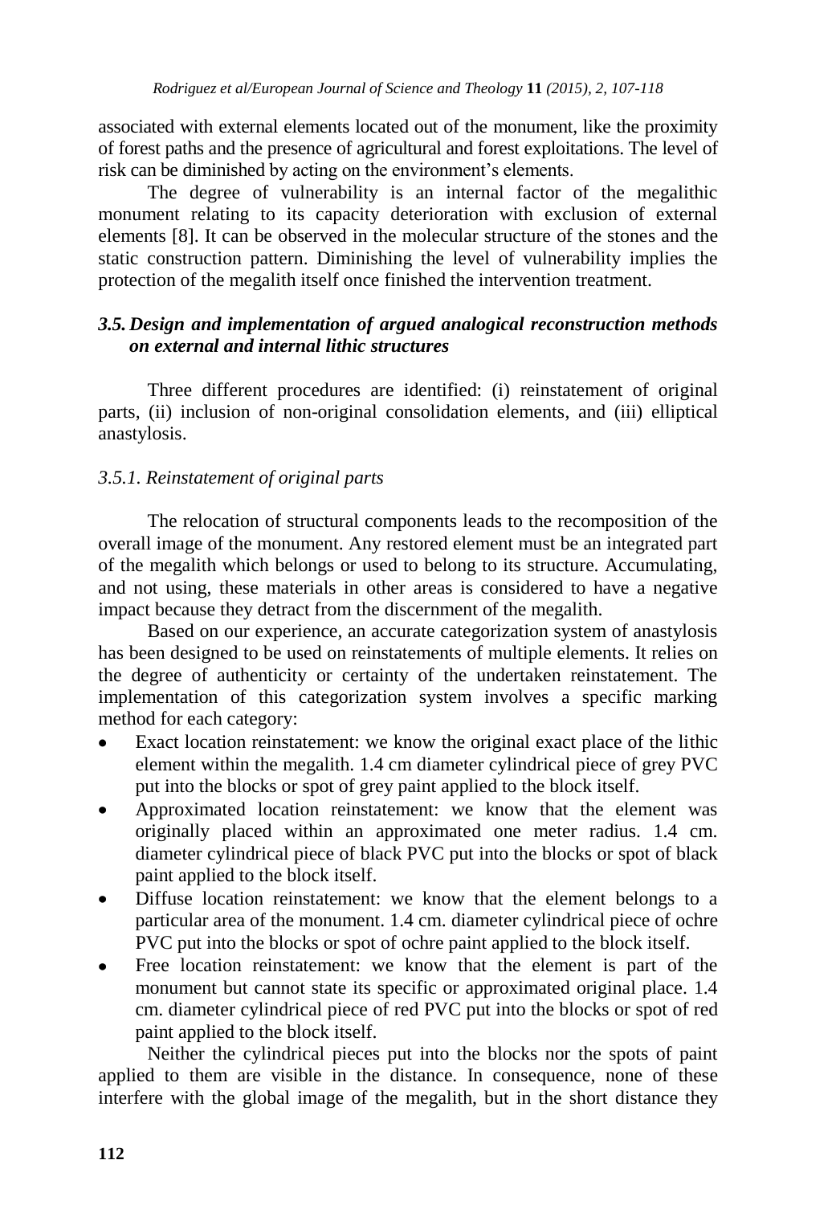associated with external elements located out of the monument, like the proximity of forest paths and the presence of agricultural and forest exploitations. The level of risk can be diminished by acting on the environment's elements.

The degree of vulnerability is an internal factor of the megalithic monument relating to its capacity deterioration with exclusion of external elements [8]. It can be observed in the molecular structure of the stones and the static construction pattern. Diminishing the level of vulnerability implies the protection of the megalith itself once finished the intervention treatment.

### *3.5. Design and implementation of argued analogical reconstruction methods on external and internal lithic structures*

Three different procedures are identified: (i) reinstatement of original parts, (ii) inclusion of non-original consolidation elements, and (iii) elliptical anastylosis.

#### *3.5.1. Reinstatement of original parts*

The relocation of structural components leads to the recomposition of the overall image of the monument. Any restored element must be an integrated part of the megalith which belongs or used to belong to its structure. Accumulating, and not using, these materials in other areas is considered to have a negative impact because they detract from the discernment of the megalith.

Based on our experience, an accurate categorization system of anastylosis has been designed to be used on reinstatements of multiple elements. It relies on the degree of authenticity or certainty of the undertaken reinstatement. The implementation of this categorization system involves a specific marking method for each category:

- Exact location reinstatement: we know the original exact place of the lithic element within the megalith. 1.4 cm diameter cylindrical piece of grey PVC put into the blocks or spot of grey paint applied to the block itself.
- Approximated location reinstatement: we know that the element was originally placed within an approximated one meter radius. 1.4 cm. diameter cylindrical piece of black PVC put into the blocks or spot of black paint applied to the block itself.
- Diffuse location reinstatement: we know that the element belongs to a particular area of the monument. 1.4 cm. diameter cylindrical piece of ochre PVC put into the blocks or spot of ochre paint applied to the block itself.
- Free location reinstatement: we know that the element is part of the monument but cannot state its specific or approximated original place. 1.4 cm. diameter cylindrical piece of red PVC put into the blocks or spot of red paint applied to the block itself.

Neither the cylindrical pieces put into the blocks nor the spots of paint applied to them are visible in the distance. In consequence, none of these interfere with the global image of the megalith, but in the short distance they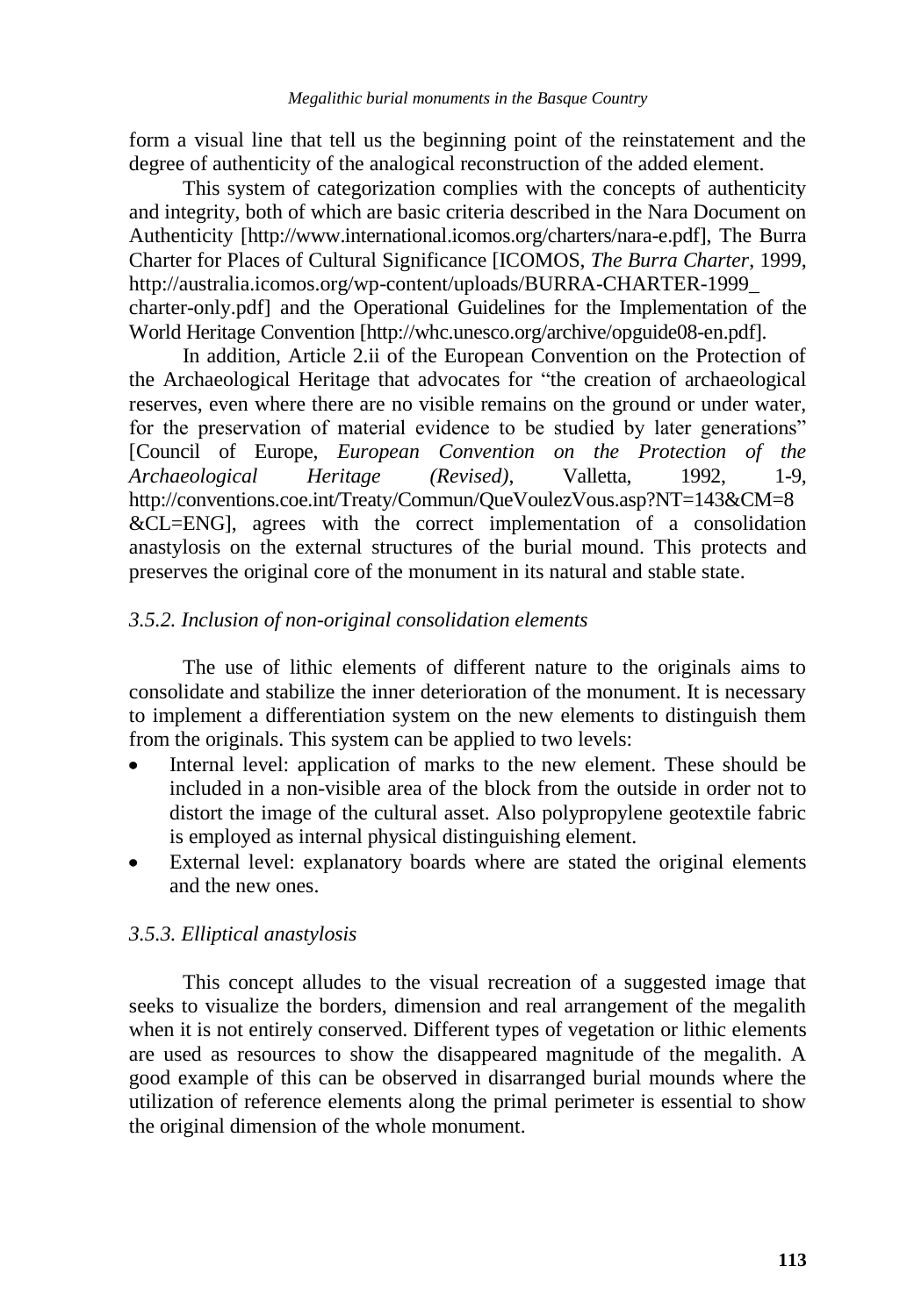form a visual line that tell us the beginning point of the reinstatement and the degree of authenticity of the analogical reconstruction of the added element.

This system of categorization complies with the concepts of authenticity and integrity, both of which are basic criteria described in the Nara Document on Authenticity [http://www.international.icomos.org/charters/nara-e.pdf], The Burra Charter for Places of Cultural Significance [ICOMOS, *The Burra Charter*, 1999, http://australia.icomos.org/wp-content/uploads/BURRA-CHARTER-1999_charter-only.pdf] and the Operational Guidelines for the Implementation of the World Heritage Convention [http://whc.unesco.org/archive/opguide08-en.pdf].

In addition, Article 2.ii of the European Convention on the Protection of the Archaeological Heritage that advocates for "the creation of archaeological reserves, even where there are no visible remains on the ground or under water, for the preservation of material evidence to be studied by later generations" [Council of Europe, *European Convention on the Protection of the Archaeological Heritage (Revised)*, Valletta, 1992, 1-9, http://conventions.coe.int/Treaty/Commun/QueVoulezVous.asp?NT=143&CM=8&CL=ENG], agrees with the correct implementation of a consolidation anastylosis on the external structures of the burial mound. This protects and preserves the original core of the monument in its natural and stable state.

### *3.5.2. Inclusion of non-original consolidation elements*

The use of lithic elements of different nature to the originals aims to consolidate and stabilize the inner deterioration of the monument. It is necessary to implement a differentiation system on the new elements to distinguish them from the originals. This system can be applied to two levels:

- Internal level: application of marks to the new element. These should be included in a non-visible area of the block from the outside in order not to distort the image of the cultural asset. Also polypropylene geotextile fabric is employed as internal physical distinguishing element.
- External level: explanatory boards where are stated the original elements and the new ones.

### *3.5.3. Elliptical anastylosis*

This concept alludes to the visual recreation of a suggested image that seeks to visualize the borders, dimension and real arrangement of the megalith when it is not entirely conserved. Different types of vegetation or lithic elements are used as resources to show the disappeared magnitude of the megalith. A good example of this can be observed in disarranged burial mounds where the utilization of reference elements along the primal perimeter is essential to show the original dimension of the whole monument.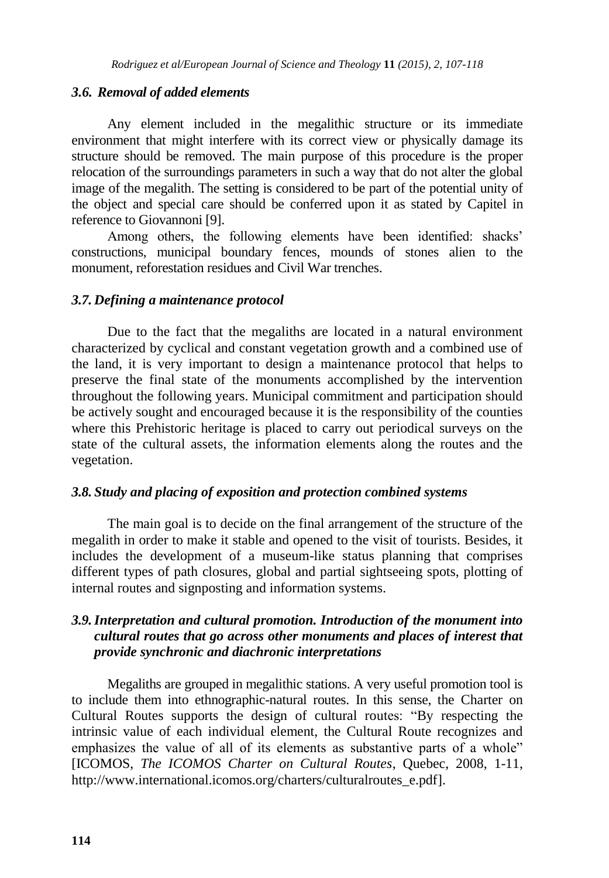### *3.6. Removal of added elements*

Any element included in the megalithic structure or its immediate environment that might interfere with its correct view or physically damage its structure should be removed. The main purpose of this procedure is the proper relocation of the surroundings parameters in such a way that do not alter the global image of the megalith. The setting is considered to be part of the potential unity of the object and special care should be conferred upon it as stated by Capitel in reference to Giovannoni [9].

Among others, the following elements have been identified: shacks' constructions, municipal boundary fences, mounds of stones alien to the monument, reforestation residues and Civil War trenches.

### *3.7. Defining a maintenance protocol*

Due to the fact that the megaliths are located in a natural environment characterized by cyclical and constant vegetation growth and a combined use of the land, it is very important to design a maintenance protocol that helps to preserve the final state of the monuments accomplished by the intervention throughout the following years. Municipal commitment and participation should be actively sought and encouraged because it is the responsibility of the counties where this Prehistoric heritage is placed to carry out periodical surveys on the state of the cultural assets, the information elements along the routes and the vegetation.

### *3.8. Study and placing of exposition and protection combined systems*

The main goal is to decide on the final arrangement of the structure of the megalith in order to make it stable and opened to the visit of tourists. Besides, it includes the development of a museum-like status planning that comprises different types of path closures, global and partial sightseeing spots, plotting of internal routes and signposting and information systems.

### *3.9. Interpretation and cultural promotion. Introduction of the monument into cultural routes that go across other monuments and places of interest that provide synchronic and diachronic interpretations*

Megaliths are grouped in megalithic stations. A very useful promotion tool is to include them into ethnographic-natural routes. In this sense, the Charter on Cultural Routes supports the design of cultural routes: "By respecting the intrinsic value of each individual element, the Cultural Route recognizes and emphasizes the value of all of its elements as substantive parts of a whole" [ICOMOS, *The ICOMOS Charter on Cultural Routes*, Quebec, 2008, 1-11, http://www.international.icomos.org/charters/culturalroutes_e.pdf].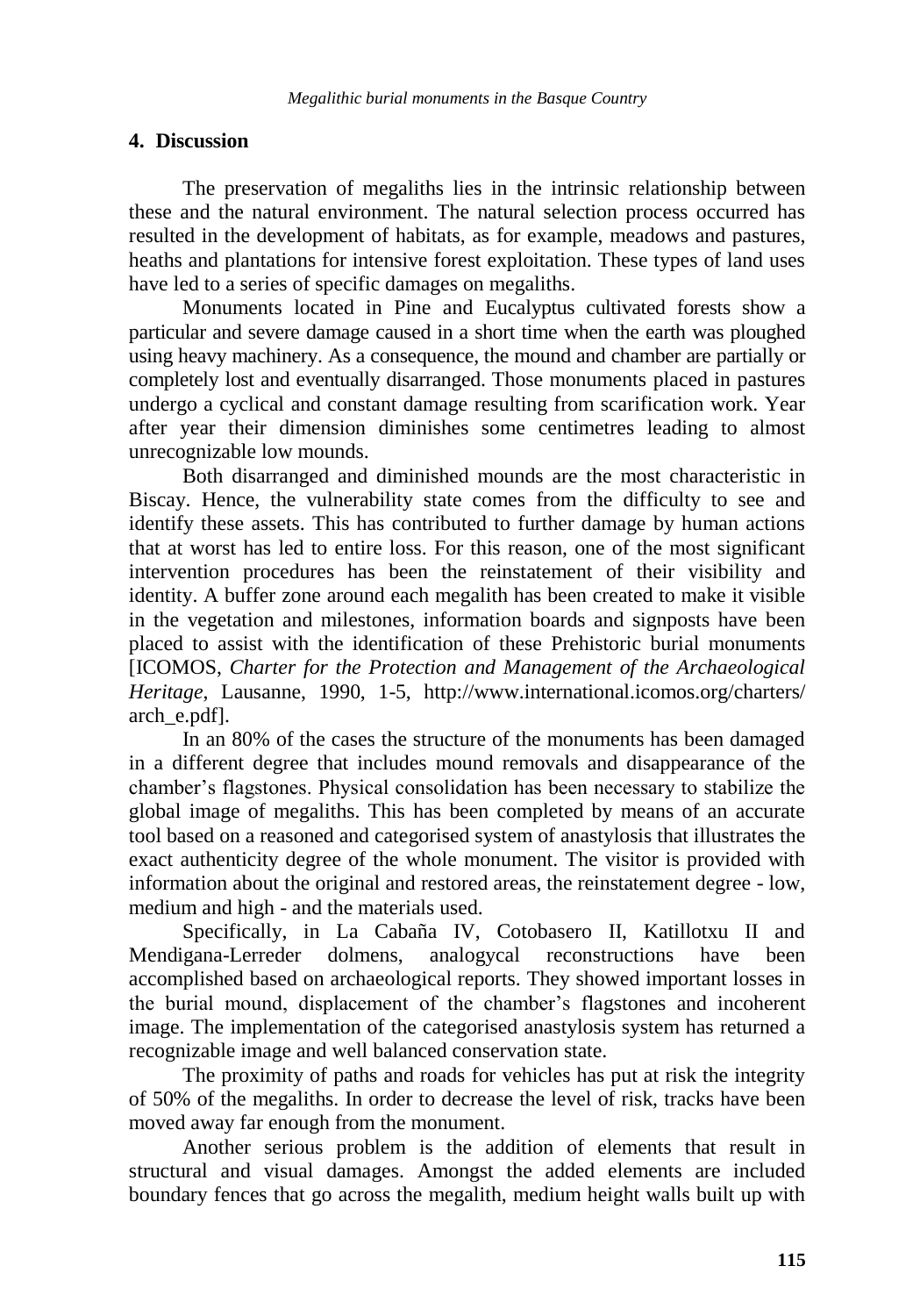## 4. Discussion

The preservation of megaliths lies in the intrinsic relationship between these and the natural environment. The natural selection process occurred has resulted in the development of habitats, as for example, meadows and pastures, heaths and plantations for intensive forest exploitation. These types of land uses have led to a series of specific damages on megaliths.

Monuments located in Pine and Eucalyptus cultivated forests show a particular and severe damage caused in a short time when the earth was ploughed using heavy machinery. As a consequence, the mound and chamber are partially or completely lost and eventually disarranged. Those monuments placed in pastures undergo a cyclical and constant damage resulting from scarification work. Year after year their dimension diminishes some centimetres leading to almost unrecognizable low mounds.

Both disarranged and diminished mounds are the most characteristic in Biscay. Hence, the vulnerability state comes from the difficulty to see and identify these assets. This has contributed to further damage by human actions that at worst has led to entire loss. For this reason, one of the most significant intervention procedures has been the reinstatement of their visibility and identity. A buffer zone around each megalith has been created to make it visible in the vegetation and milestones, information boards and signposts have been placed to assist with the identification of these Prehistoric burial monuments [ICOMOS, *Charter for the Protection and Management of the Archaeological Heritage*, Lausanne, 1990, 1-5, http://www.international.icomos.org/charters/arch_e.pdf].

In an 80% of the cases the structure of the monuments has been damaged in a different degree that includes mound removals and disappearance of the chamber's flagstones. Physical consolidation has been necessary to stabilize the global image of megaliths. This has been completed by means of an accurate tool based on a reasoned and categorised system of anastylosis that illustrates the exact authenticity degree of the whole monument. The visitor is provided with information about the original and restored areas, the reinstatement degree - low, medium and high - and the materials used.

Specifically, in La Cabaña IV, Cotobasero II, Katillotxu II and Mendigana-Lerreder dolmens, analogycal reconstructions have been accomplished based on archaeological reports. They showed important losses in the burial mound, displacement of the chamber's flagstones and incoherent image. The implementation of the categorised anastylosis system has returned a recognizable image and well balanced conservation state.

The proximity of paths and roads for vehicles has put at risk the integrity of 50% of the megaliths. In order to decrease the level of risk, tracks have been moved away far enough from the monument.

Another serious problem is the addition of elements that result in structural and visual damages. Amongst the added elements are included boundary fences that go across the megalith, medium height walls built up with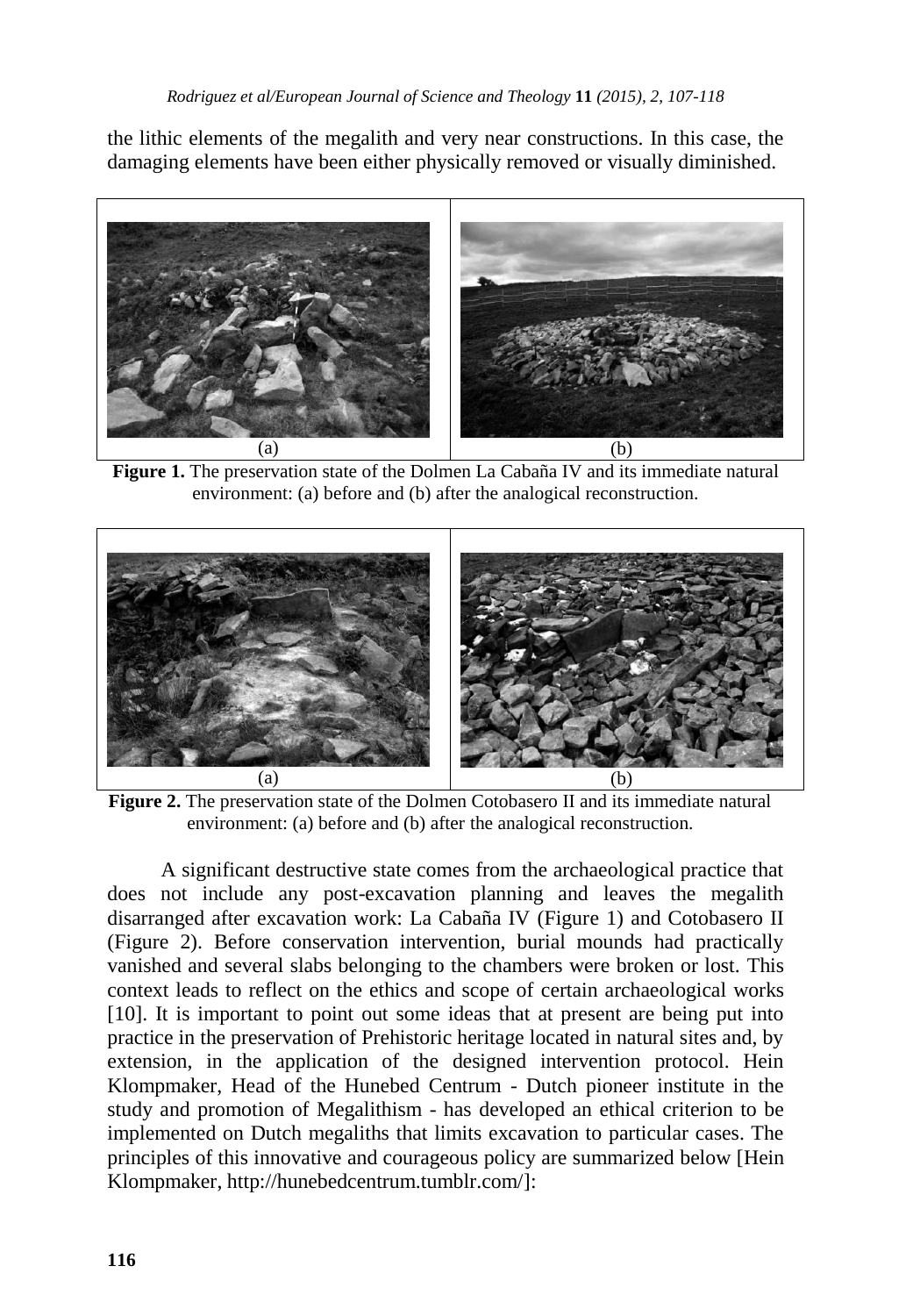the lithic elements of the megalith and very near constructions. In this case, the damaging elements have been either physically removed or visually diminished.

(a) (b)

**Figure 1.** The preservation state of the Dolmen La Cabaña IV and its immediate natural environment: (a) before and (b) after the analogical reconstruction.

(a) (b)

**Figure 2.** The preservation state of the Dolmen Cotobasero II and its immediate natural environment: (a) before and (b) after the analogical reconstruction.

A significant destructive state comes from the archaeological practice that does not include any post-excavation planning and leaves the megalith disarranged after excavation work: La Cabaña IV (Figure 1) and Cotobasero II (Figure 2). Before conservation intervention, burial mounds had practically vanished and several slabs belonging to the chambers were broken or lost. This context leads to reflect on the ethics and scope of certain archaeological works [10]. It is important to point out some ideas that at present are being put into practice in the preservation of Prehistoric heritage located in natural sites and, by extension, in the application of the designed intervention protocol. Hein Klompmaker, Head of the Hunebed Centrum - Dutch pioneer institute in the study and promotion of Megalithism - has developed an ethical criterion to be implemented on Dutch megaliths that limits excavation to particular cases. The principles of this innovative and courageous policy are summarized below [Hein Klompmaker, http://hunebedcentrum.tumblr.com/]: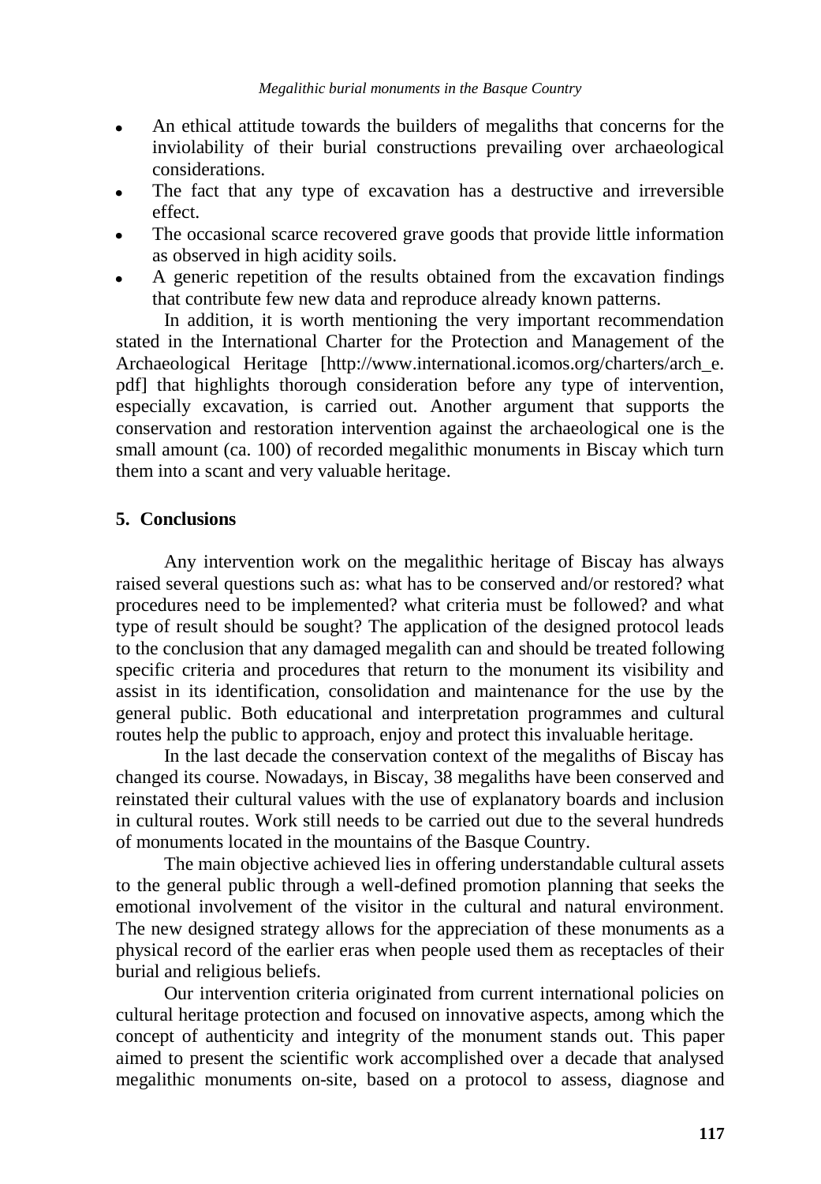- An ethical attitude towards the builders of megaliths that concerns for the inviolability of their burial constructions prevailing over archaeological considerations.
- The fact that any type of excavation has a destructive and irreversible effect.
- The occasional scarce recovered grave goods that provide little information as observed in high acidity soils.
- A generic repetition of the results obtained from the excavation findings that contribute few new data and reproduce already known patterns.

In addition, it is worth mentioning the very important recommendation stated in the International Charter for the Protection and Management of the Archaeological Heritage [http://www.international.icomos.org/charters/arch_e.pdf] that highlights thorough consideration before any type of intervention, especially excavation, is carried out. Another argument that supports the conservation and restoration intervention against the archaeological one is the small amount (ca. 100) of recorded megalithic monuments in Biscay which turn them into a scant and very valuable heritage.

## 5. Conclusions

Any intervention work on the megalithic heritage of Biscay has always raised several questions such as: what has to be conserved and/or restored? what procedures need to be implemented? what criteria must be followed? and what type of result should be sought? The application of the designed protocol leads to the conclusion that any damaged megalith can and should be treated following specific criteria and procedures that return to the monument its visibility and assist in its identification, consolidation and maintenance for the use by the general public. Both educational and interpretation programmes and cultural routes help the public to approach, enjoy and protect this invaluable heritage.

In the last decade the conservation context of the megaliths of Biscay has changed its course. Nowadays, in Biscay, 38 megaliths have been conserved and reinstated their cultural values with the use of explanatory boards and inclusion in cultural routes. Work still needs to be carried out due to the several hundreds of monuments located in the mountains of the Basque Country.

The main objective achieved lies in offering understandable cultural assets to the general public through a well-defined promotion planning that seeks the emotional involvement of the visitor in the cultural and natural environment. The new designed strategy allows for the appreciation of these monuments as a physical record of the earlier eras when people used them as receptacles of their burial and religious beliefs.

Our intervention criteria originated from current international policies on cultural heritage protection and focused on innovative aspects, among which the concept of authenticity and integrity of the monument stands out. This paper aimed to present the scientific work accomplished over a decade that analysed megalithic monuments on-site, based on a protocol to assess, diagnose and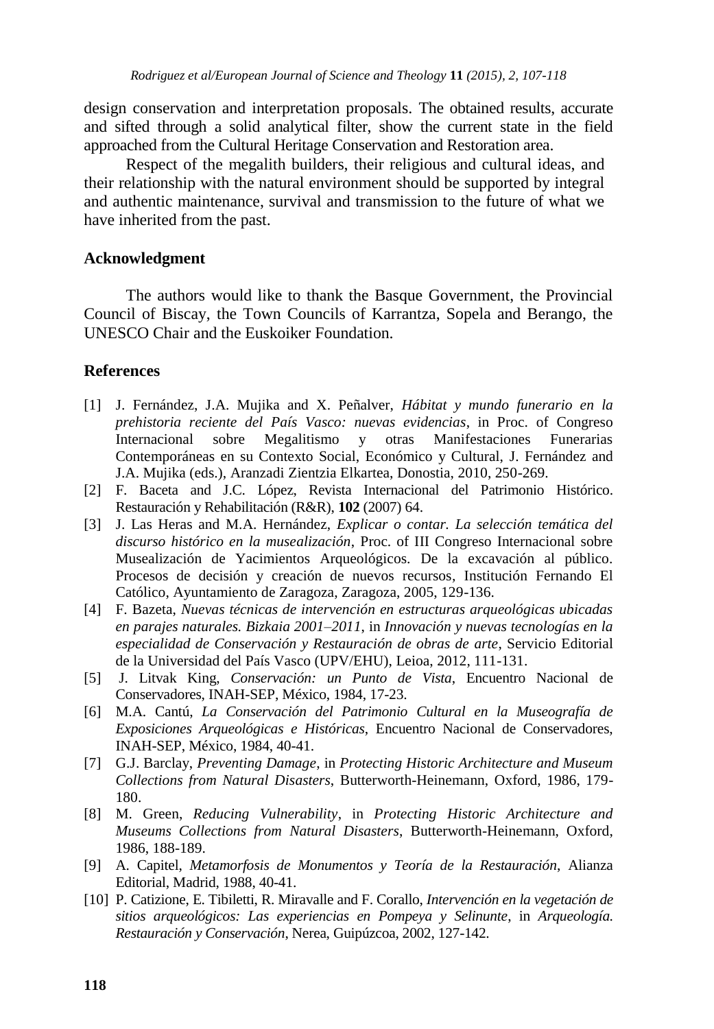design conservation and interpretation proposals. The obtained results, accurate and sifted through a solid analytical filter, show the current state in the field approached from the Cultural Heritage Conservation and Restoration area.

Respect of the megalith builders, their religious and cultural ideas, and their relationship with the natural environment should be supported by integral and authentic maintenance, survival and transmission to the future of what we have inherited from the past.

## Acknowledgment

The authors would like to thank the Basque Government, the Provincial Council of Biscay, the Town Councils of Karrantza, Sopela and Berango, the UNESCO Chair and the Euskoiker Foundation.

## References

[1] J. Fernández, J.A. Mujika and X. Peñalver, *Hábitat y mundo funerario en la prehistoria reciente del País Vasco: nuevas evidencias*, in Proc. of Congreso Internacional sobre Megalitismo y otras Manifestaciones Funerarias Contemporáneas en su Contexto Social, Económico y Cultural, J. Fernández and J.A. Mujika (eds.), Aranzadi Zientzia Elkartea, Donostia, 2010, 250-269.

[2] F. Baceta and J.C. López, Revista Internacional del Patrimonio Histórico. Restauración y Rehabilitación (R&R), **102** (2007) 64.

[3] J. Las Heras and M.A. Hernández, *Explicar o contar. La selección temática del discurso histórico en la musealización*, Proc. of III Congreso Internacional sobre Musealización de Yacimientos Arqueológicos. De la excavación al público. Procesos de decisión y creación de nuevos recursos, Institución Fernando El Católico, Ayuntamiento de Zaragoza, Zaragoza, 2005, 129-136.

[4] F. Bazeta, *Nuevas técnicas de intervención en estructuras arqueológicas ubicadas en parajes naturales. Bizkaia 2001–2011*, in *Innovación y nuevas tecnologías en la especialidad de Conservación y Restauración de obras de arte*, Servicio Editorial de la Universidad del País Vasco (UPV/EHU), Leioa, 2012, 111-131.

[5] J. Litvak King, *Conservación: un Punto de Vista*, Encuentro Nacional de Conservadores, INAH-SEP, México, 1984, 17-23.

[6] M.A. Cantú, *La Conservación del Patrimonio Cultural en la Museografía de Exposiciones Arqueológicas e Históricas*, Encuentro Nacional de Conservadores, INAH-SEP, México, 1984, 40-41.

[7] G.J. Barclay, *Preventing Damage*, in *Protecting Historic Architecture and Museum Collections from Natural Disasters*, Butterworth-Heinemann, Oxford, 1986, 179-180.

[8] M. Green, *Reducing Vulnerability*, in *Protecting Historic Architecture and Museums Collections from Natural Disasters*, Butterworth-Heinemann, Oxford, 1986, 188-189.

[9] A. Capitel, *Metamorfosis de Monumentos y Teoría de la Restauración*, Alianza Editorial, Madrid, 1988, 40-41.

[10] P. Catizione, E. Tibiletti, R. Miravalle and F. Corallo, *Intervención en la vegetación de sitios arqueológicos: Las experiencias en Pompeya y Selinunte*, in *Arqueología. Restauración y Conservación*, Nerea, Guipúzcoa, 2002, 127-142.